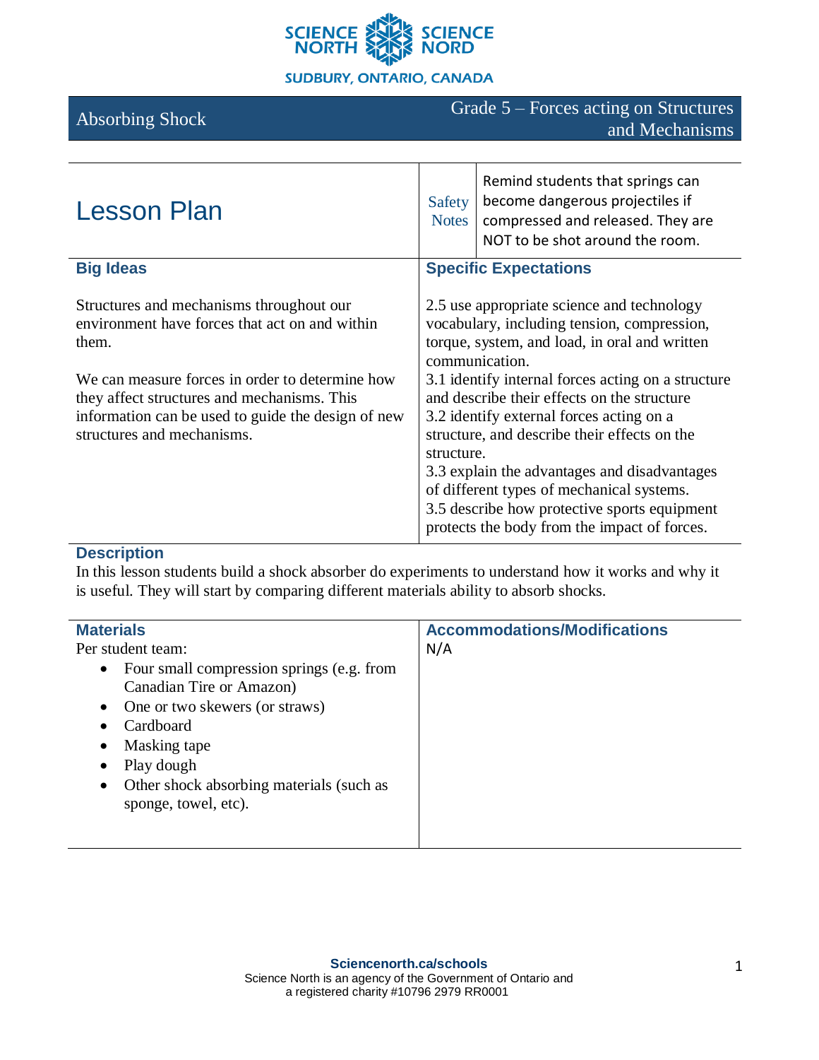SCIENCE NORTH SCIENCE NORD

SUDBURY, ONTARIO, CANADA

# Absorbing Shock

Grade 5 – Forces acting on Structures and Mechanisms

## Lesson Plan

**Safety Notes:** Remind students that springs can become dangerous projectiles if compressed and released. They are NOT to be shot around the room.

### Big Ideas

Structures and mechanisms throughout our environment have forces that act on and within them.

We can measure forces in order to determine how they affect structures and mechanisms. This information can be used to guide the design of new structures and mechanisms.

### Specific Expectations

2.5 use appropriate science and technology vocabulary, including tension, compression, torque, system, and load, in oral and written communication.
3.1 identify internal forces acting on a structure and describe their effects on the structure
3.2 identify external forces acting on a structure, and describe their effects on the structure.
3.3 explain the advantages and disadvantages of different types of mechanical systems.
3.5 describe how protective sports equipment protects the body from the impact of forces.

### Description

In this lesson students build a shock absorber do experiments to understand how it works and why it is useful. They will start by comparing different materials ability to absorb shocks.

### Materials

Per student team:

- Four small compression springs (e.g. from Canadian Tire or Amazon)
- One or two skewers (or straws)
- Cardboard
- Masking tape
- Play dough
- Other shock absorbing materials (such as sponge, towel, etc).

### Accommodations/Modifications

N/A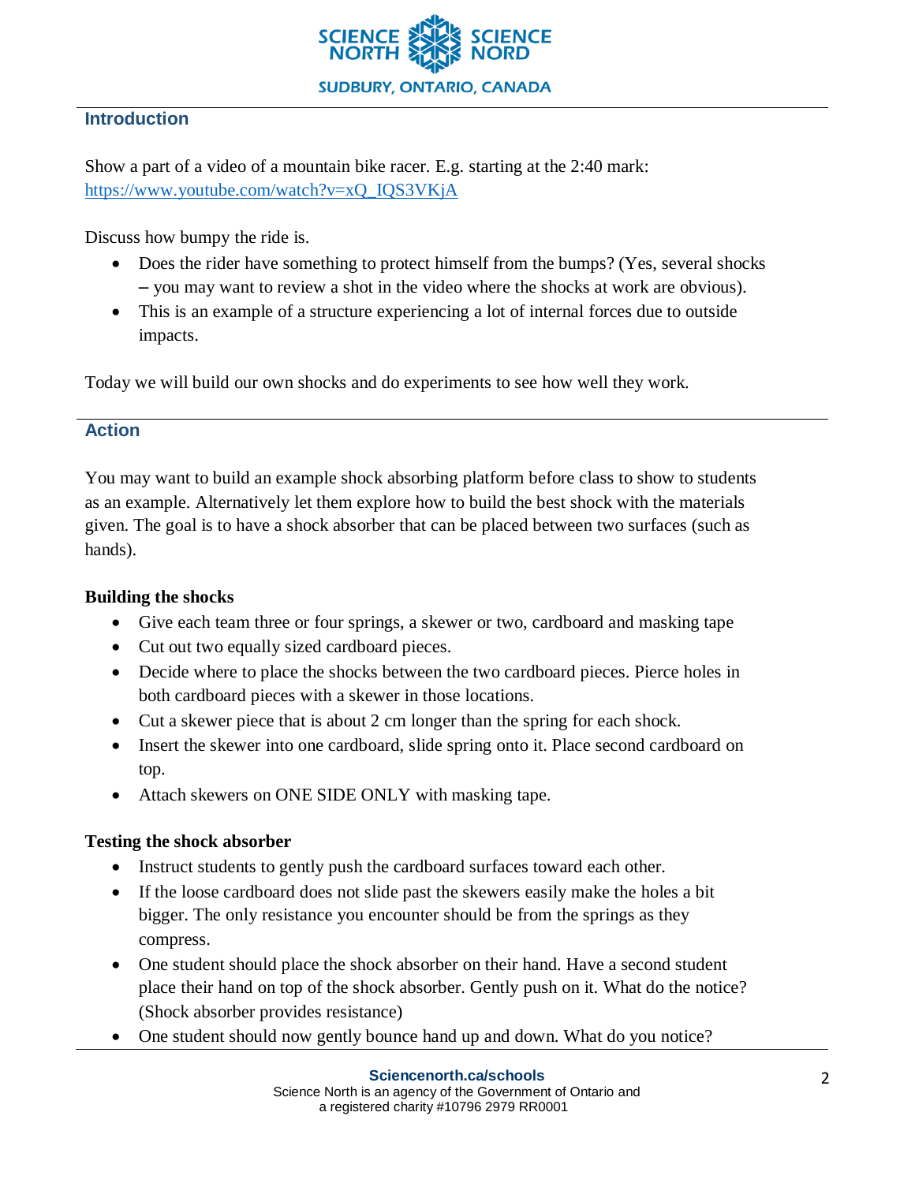## Introduction

Show a part of a video of a mountain bike racer. E.g. starting at the 2:40 mark: https://www.youtube.com/watch?v=xQ_IQS3VKjA

Discuss how bumpy the ride is.

- Does the rider have something to protect himself from the bumps? (Yes, several shocks – you may want to review a shot in the video where the shocks at work are obvious).
- This is an example of a structure experiencing a lot of internal forces due to outside impacts.

Today we will build our own shocks and do experiments to see how well they work.

## Action

You may want to build an example shock absorbing platform before class to show to students as an example. Alternatively let them explore how to build the best shock with the materials given. The goal is to have a shock absorber that can be placed between two surfaces (such as hands).

**Building the shocks**

- Give each team three or four springs, a skewer or two, cardboard and masking tape
- Cut out two equally sized cardboard pieces.
- Decide where to place the shocks between the two cardboard pieces. Pierce holes in both cardboard pieces with a skewer in those locations.
- Cut a skewer piece that is about 2 cm longer than the spring for each shock.
- Insert the skewer into one cardboard, slide spring onto it. Place second cardboard on top.
- Attach skewers on ONE SIDE ONLY with masking tape.

**Testing the shock absorber**

- Instruct students to gently push the cardboard surfaces toward each other.
- If the loose cardboard does not slide past the skewers easily make the holes a bit bigger. The only resistance you encounter should be from the springs as they compress.
- One student should place the shock absorber on their hand. Have a second student place their hand on top of the shock absorber. Gently push on it. What do the notice? (Shock absorber provides resistance)
- One student should now gently bounce hand up and down. What do you notice?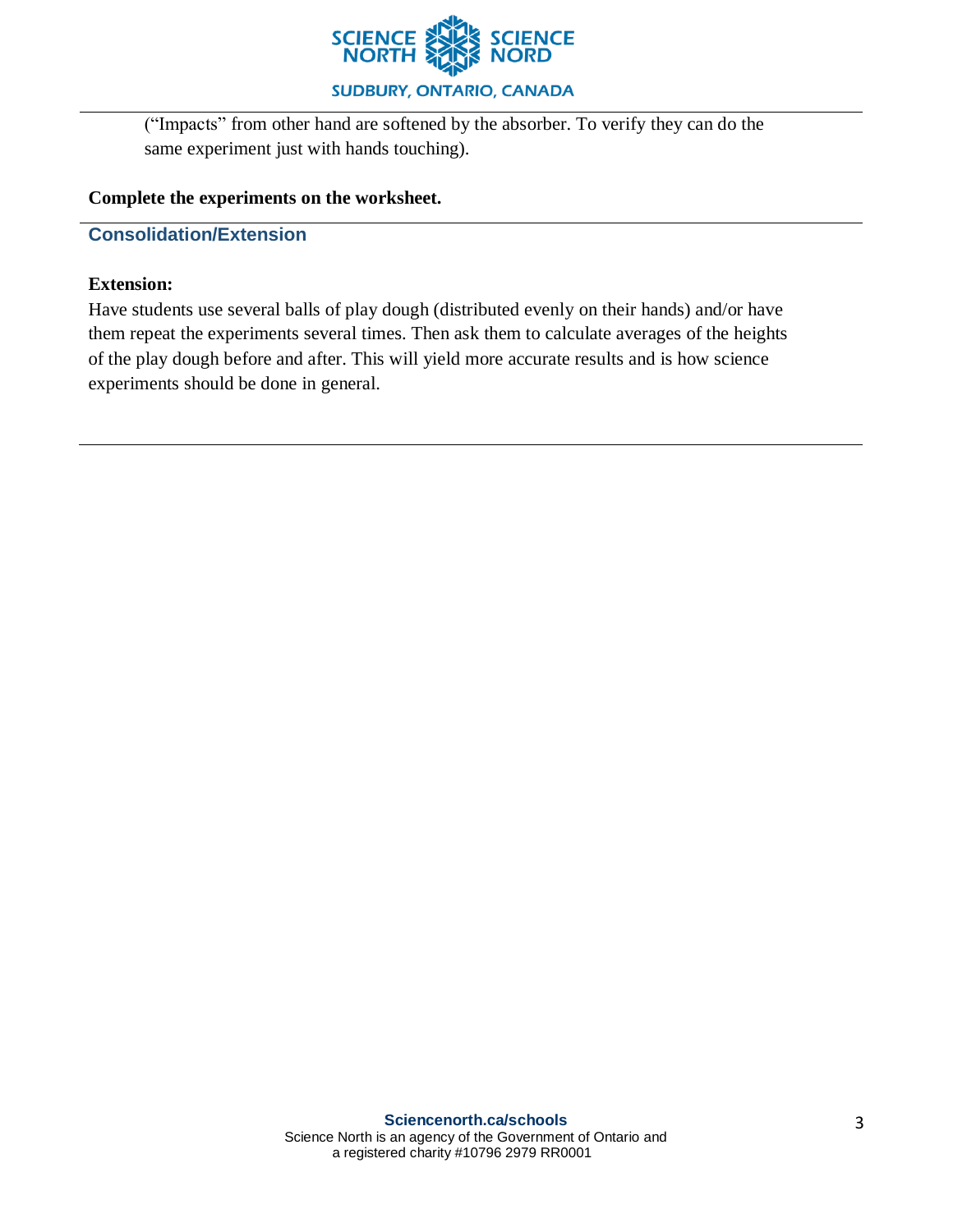("Impacts" from other hand are softened by the absorber. To verify they can do the same experiment just with hands touching).

**Complete the experiments on the worksheet.**

## Consolidation/Extension

**Extension:**

Have students use several balls of play dough (distributed evenly on their hands) and/or have them repeat the experiments several times. Then ask them to calculate averages of the heights of the play dough before and after. This will yield more accurate results and is how science experiments should be done in general.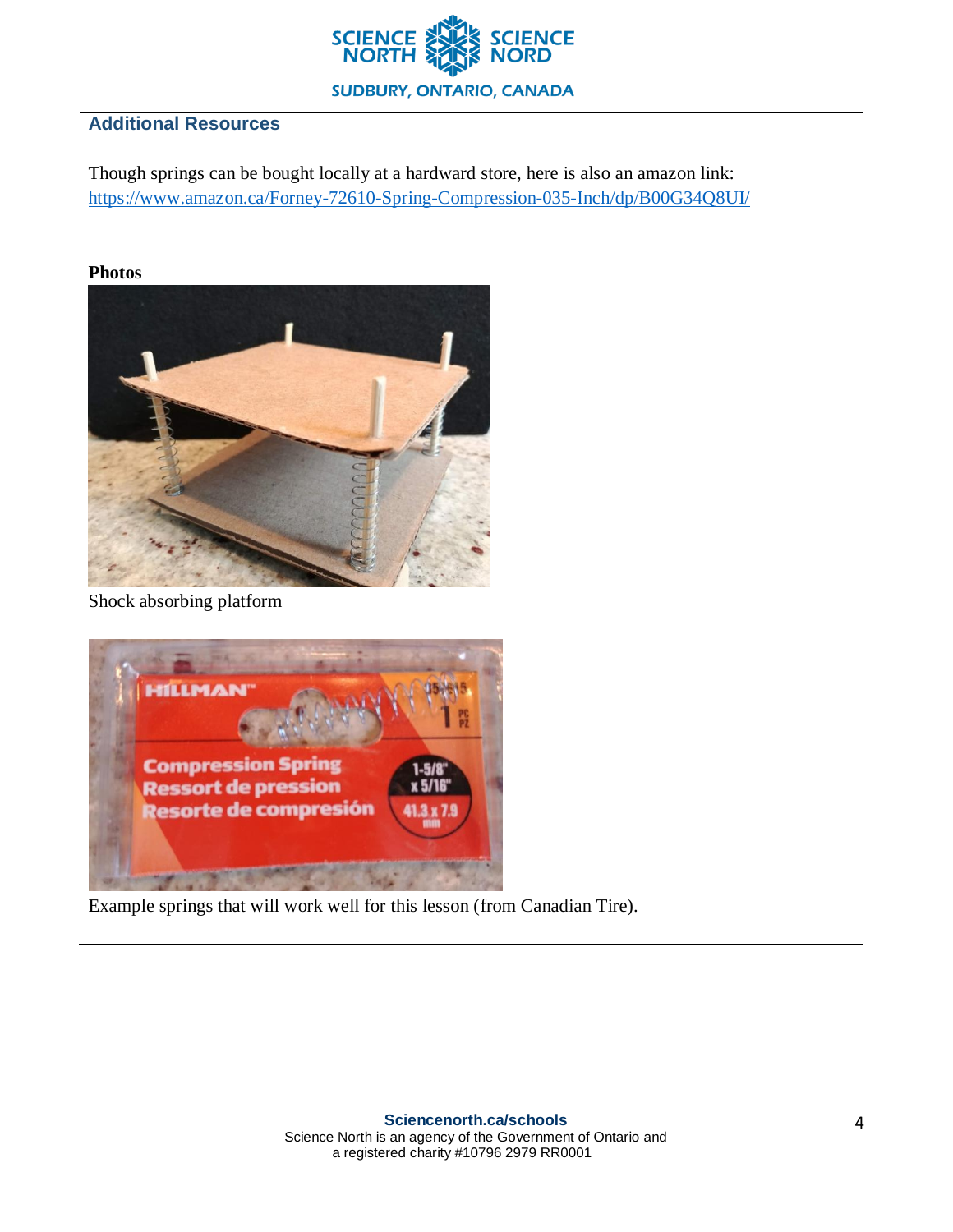## Additional Resources

Though springs can be bought locally at a hardware store, here is also an amazon link: https://www.amazon.ca/Forney-72610-Spring-Compression-035-Inch/dp/B00G34Q8UI/

**Photos**

Shock absorbing platform

Example springs that will work well for this lesson (from Canadian Tire).